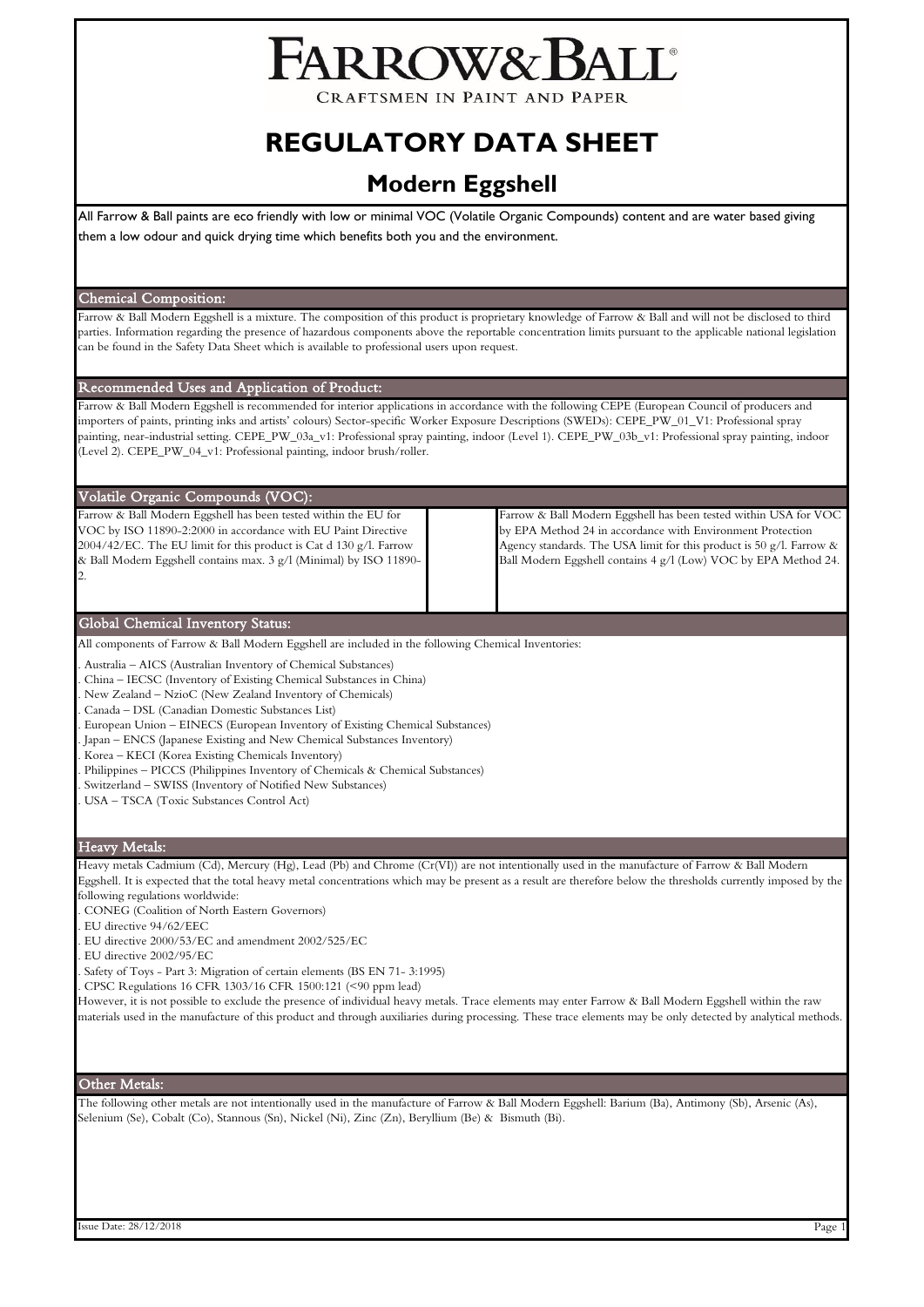# FARROW & BALL

CRAFTSMEN IN PAINT AND PAPER

# REGULATORY DATA SHEET

## Modern Eggshell

All Farrow & Ball paints are eco friendly with low or minimal VOC (Volatile Organic Compounds) content and are water based giving them a low odour and quick drying time which benefits both you and the environment.

### Chemical Composition:

Farrow & Ball Modern Eggshell is a mixture. The composition of this product is proprietary knowledge of Farrow & Ball and will not be disclosed to third parties. Information regarding the presence of hazardous components above the reportable concentration limits pursuant to the applicable national legislation can be found in the Safety Data Sheet which is available to professional users upon request.

### Recommended Uses and Application of Product:

Farrow & Ball Modern Eggshell is recommended for interior applications in accordance with the following CEPE (European Council of producers and importers of paints, printing inks and artists' colours) Sector-specific Worker Exposure Descriptions (SWEDs): CEPE_PW_01_V1: Professional spray painting, near-industrial setting. CEPE_PW_03a_v1: Professional spray painting, indoor (Level 1). CEPE_PW_03b_v1: Professional spray painting, indoor (Level 2). CEPE_PW_04_v1: Professional painting, indoor brush/roller.

### Volatile Organic Compounds (VOC):

Farrow & Ball Modern Eggshell has been tested within the EU for VOC by ISO 11890-2:2000 in accordance with EU Paint Directive 2004/42/EC. The EU limit for this product is Cat d 130 g/l. Farrow & Ball Modern Eggshell contains max. 3 g/l (Minimal) by ISO 11890-2.

Farrow & Ball Modern Eggshell has been tested within USA for VOC by EPA Method 24 in accordance with Environment Protection Agency standards. The USA limit for this product is 50 g/l. Farrow & Ball Modern Eggshell contains 4 g/l (Low) VOC by EPA Method 24.

### Global Chemical Inventory Status:

All components of Farrow & Ball Modern Eggshell are included in the following Chemical Inventories:

- Australia – AICS (Australian Inventory of Chemical Substances)
- China – IECSC (Inventory of Existing Chemical Substances in China)
- New Zealand – NzioC (New Zealand Inventory of Chemicals)
- Canada – DSL (Canadian Domestic Substances List)
- European Union – EINECS (European Inventory of Existing Chemical Substances)
- Japan – ENCS (Japanese Existing and New Chemical Substances Inventory)
- Korea – KECI (Korea Existing Chemicals Inventory)
- Philippines – PICCS (Philippines Inventory of Chemicals & Chemical Substances)
- Switzerland – SWISS (Inventory of Notified New Substances)
- USA – TSCA (Toxic Substances Control Act)

### Heavy Metals:

Heavy metals Cadmium (Cd), Mercury (Hg), Lead (Pb) and Chrome (Cr(VI)) are not intentionally used in the manufacture of Farrow & Ball Modern Eggshell. It is expected that the total heavy metal concentrations which may be present as a result are therefore below the thresholds currently imposed by the following regulations worldwide:

- CONEG (Coalition of North Eastern Governors)
- EU directive 94/62/EEC
- EU directive 2000/53/EC and amendment 2002/525/EC
- EU directive 2002/95/EC
- Safety of Toys - Part 3: Migration of certain elements (BS EN 71- 3:1995)
- CPSC Regulations 16 CFR 1303/16 CFR 1500:121 (<90 ppm lead)

However, it is not possible to exclude the presence of individual heavy metals. Trace elements may enter Farrow & Ball Modern Eggshell within the raw materials used in the manufacture of this product and through auxiliaries during processing. These trace elements may be only detected by analytical methods.

### Other Metals:

The following other metals are not intentionally used in the manufacture of Farrow & Ball Modern Eggshell: Barium (Ba), Antimony (Sb), Arsenic (As), Selenium (Se), Cobalt (Co), Stannous (Sn), Nickel (Ni), Zinc (Zn), Beryllium (Be) & Bismuth (Bi).

Issue Date: 28/12/2018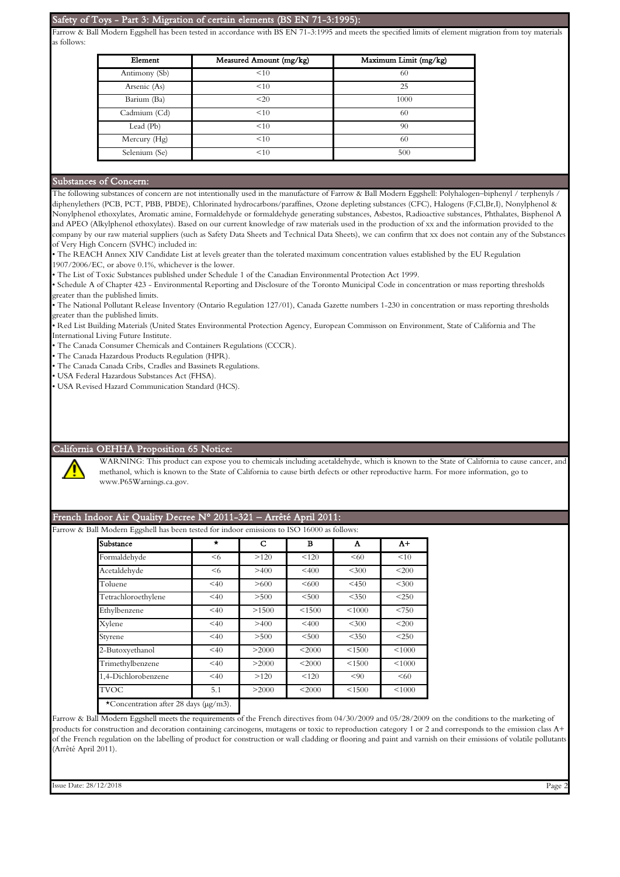## Safety of Toys - Part 3: Migration of certain elements (BS EN 71-3:1995):

Farrow & Ball Modern Eggshell has been tested in accordance with BS EN 71-3:1995 and meets the specified limits of element migration from toy materials as follows:

| Element | Measured Amount (mg/kg) | Maximum Limit (mg/kg) |
|---|---|---|
| Antimony (Sb) | <10 | 60 |
| Arsenic (As) | <10 | 25 |
| Barium (Ba) | <20 | 1000 |
| Cadmium (Cd) | <10 | 60 |
| Lead (Pb) | <10 | 90 |
| Mercury (Hg) | <10 | 60 |
| Selenium (Se) | <10 | 500 |

## Substances of Concern:

The following substances of concern are not intentionally used in the manufacture of Farrow & Ball Modern Eggshell: Polyhalogen–biphenyl / terphenyls / diphenylethers (PCB, PCT, PBB, PBDE), Chlorinated hydrocarbons/paraffines, Ozone depleting substances (CFC), Halogens (F,Cl,Br,I), Nonylphenol & Nonylphenol ethoxylates, Aromatic amine, Formaldehyde or formaldehyde generating substances, Asbestos, Radioactive substances, Phthalates, Bisphenol A and APEO (Alkylphenol ethoxylates). Based on our current knowledge of raw materials used in the production of xx and the information provided to the company by our raw material suppliers (such as Safety Data Sheets and Technical Data Sheets), we can confirm that xx does not contain any of the Substances of Very High Concern (SVHC) included in:

- The REACH Annex XIV Candidate List at levels greater than the tolerated maximum concentration values established by the EU Regulation 1907/2006/EC, or above 0.1%, whichever is the lower.
- The List of Toxic Substances published under Schedule 1 of the Canadian Environmental Protection Act 1999.
- Schedule A of Chapter 423 - Environmental Reporting and Disclosure of the Toronto Municipal Code in concentration or mass reporting thresholds greater than the published limits.
- The National Pollutant Release Inventory (Ontario Regulation 127/01), Canada Gazette numbers 1-230 in concentration or mass reporting thresholds greater than the published limits.
- Red List Building Materials (United States Environmental Protection Agency, European Commisson on Environment, State of California and The International Living Future Institute.
- The Canada Consumer Chemicals and Containers Regulations (CCCR).
- The Canada Hazardous Products Regulation (HPR).
- The Canada Canada Cribs, Cradles and Bassinets Regulations.
- USA Federal Hazardous Substances Act (FHSA).
- USA Revised Hazard Communication Standard (HCS).

## California OEHHA Proposition 65 Notice:

WARNING: This product can expose you to chemicals including acetaldehyde, which is known to the State of California to cause cancer, and methanol, which is known to the State of California to cause birth defects or other reproductive harm. For more information, go to www.P65Warnings.ca.gov.

## French Indoor Air Quality Decree N° 2011-321 – Arrêté April 2011:

Farrow & Ball Modern Eggshell has been tested for indoor emissions to ISO 16000 as follows:

| Substance | * | C | B | A | A+ |
|---|---|---|---|---|---|
| Formaldehyde | <6 | >120 | <120 | <60 | <10 |
| Acetaldehyde | <6 | >400 | <400 | <300 | <200 |
| Toluene | <40 | >600 | <600 | <450 | <300 |
| Tetrachloroethylene | <40 | >500 | <500 | <350 | <250 |
| Ethylbenzene | <40 | >1500 | <1500 | <1000 | <750 |
| Xylene | <40 | >400 | <400 | <300 | <200 |
| Styrene | <40 | >500 | <500 | <350 | <250 |
| 2-Butoxyethanol | <40 | >2000 | <2000 | <1500 | <1000 |
| Trimethylbenzene | <40 | >2000 | <2000 | <1500 | <1000 |
| 1,4-Dichlorobenzene | <40 | >120 | <120 | <90 | <60 |
| TVOC | 5.1 | >2000 | <2000 | <1500 | <1000 |

*Concentration after 28 days (µg/m3).

Farrow & Ball Modern Eggshell meets the requirements of the French directives from 04/30/2009 and 05/28/2009 on the conditions to the marketing of products for construction and decoration containing carcinogens, mutagens or toxic to reproduction category 1 or 2 and corresponds to the emission class A+ of the French regulation on the labelling of product for construction or wall cladding or flooring and paint and varnish on their emissions of volatile pollutants (Arrêté April 2011).

Issue Date: 28/12/2018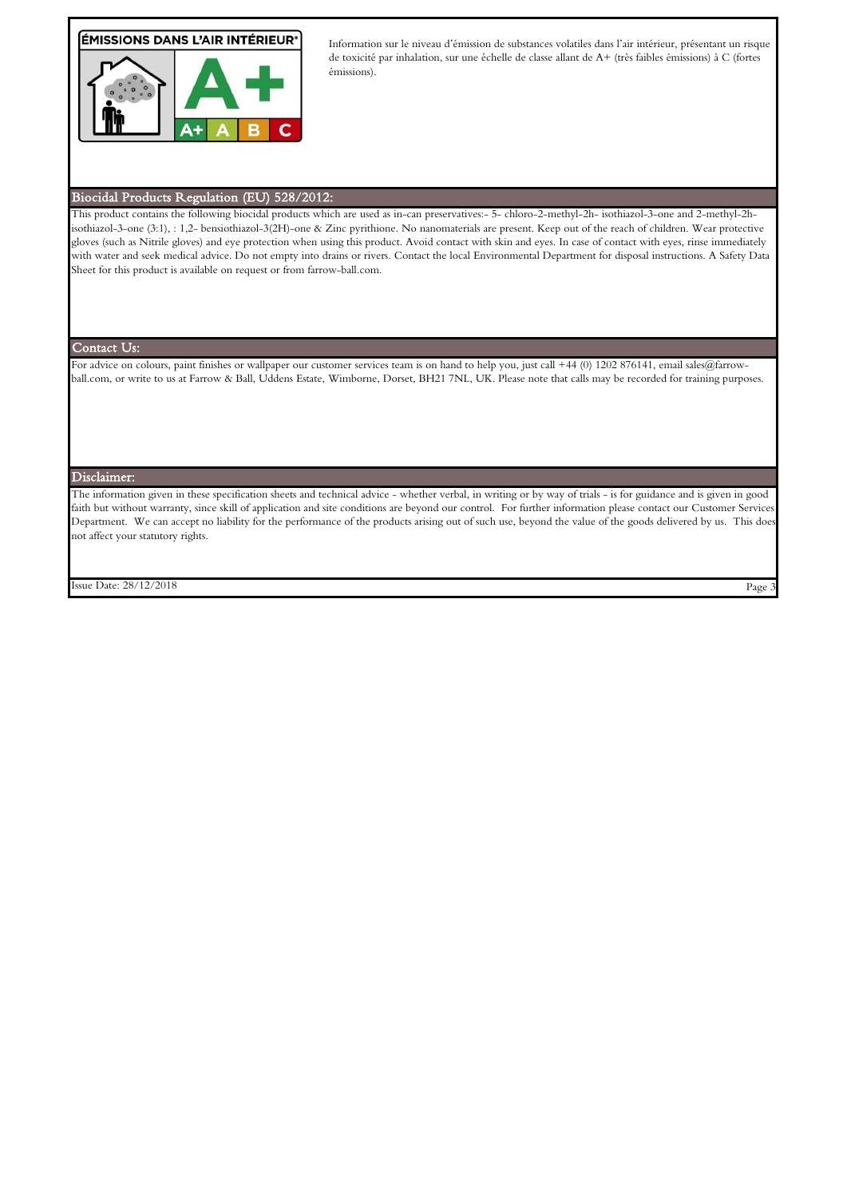ÉMISSIONS DANS L'AIR INTÉRIEUR*

A+

A+ A B C

Information sur le niveau d'émission de substances volatiles dans l'air intérieur, présentant un risque de toxicité par inhalation, sur une échelle de classe allant de A+ (très faibles émissions) à C (fortes émissions).

## Biocidal Products Regulation (EU) 528/2012:

This product contains the following biocidal products which are used as in-can preservatives:- 5- chloro-2-methyl-2h- isothiazol-3-one and 2-methyl-2h-isothiazol-3-one (3:1), : 1,2- bensiothiazol-3(2H)-one & Zinc pyrithione. No nanomaterials are present. Keep out of the reach of children. Wear protective gloves (such as Nitrile gloves) and eye protection when using this product. Avoid contact with skin and eyes. In case of contact with eyes, rinse immediately with water and seek medical advice. Do not empty into drains or rivers. Contact the local Environmental Department for disposal instructions. A Safety Data Sheet for this product is available on request or from farrow-ball.com.

## Contact Us:

For advice on colours, paint finishes or wallpaper our customer services team is on hand to help you, just call +44 (0) 1202 876141, email sales@farrow-ball.com, or write to us at Farrow & Ball, Uddens Estate, Wimborne, Dorset, BH21 7NL, UK. Please note that calls may be recorded for training purposes.

## Disclaimer:

The information given in these specification sheets and technical advice - whether verbal, in writing or by way of trials - is for guidance and is given in good faith but without warranty, since skill of application and site conditions are beyond our control. For further information please contact our Customer Services Department. We can accept no liability for the performance of the products arising out of such use, beyond the value of the goods delivered by us. This does not affect your statutory rights.

Issue Date: 28/12/2018